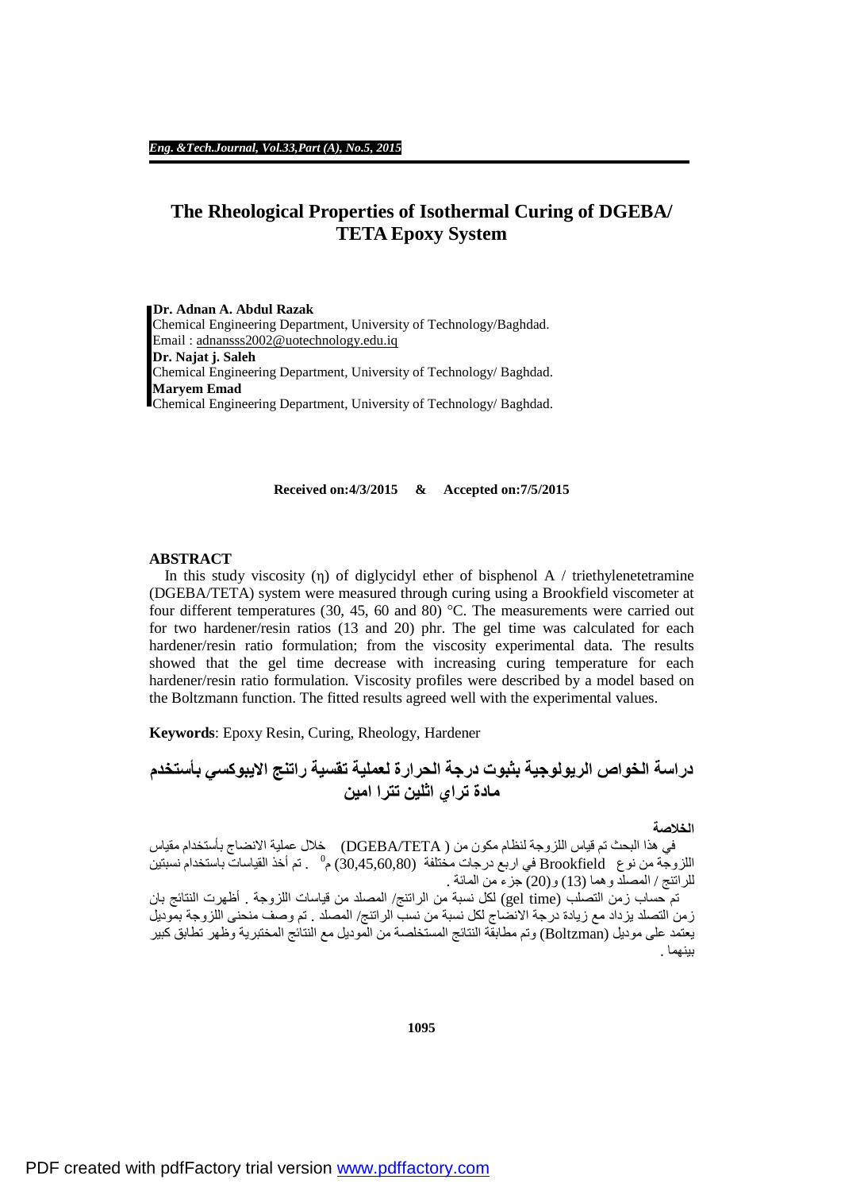# The Rheological Properties of Isothermal Curing of DGEBA/ TETA Epoxy System

**Dr. Adnan A. Abdul Razak**
Chemical Engineering Department, University of Technology/Baghdad.
Email : adnansss2002@uotechnology.edu.iq
**Dr. Najat j. Saleh**
Chemical Engineering Department, University of Technology/ Baghdad.
**Maryem Emad**
Chemical Engineering Department, University of Technology/ Baghdad.

**Received on:4/3/2015 & Accepted on:7/5/2015**

## ABSTRACT

In this study viscosity (η) of diglycidyl ether of bisphenol A / triethylenetetramine (DGEBA/TETA) system were measured through curing using a Brookfield viscometer at four different temperatures (30, 45, 60 and 80) °C. The measurements were carried out for two hardener/resin ratios (13 and 20) phr. The gel time was calculated for each hardener/resin ratio formulation; from the viscosity experimental data. The results showed that the gel time decrease with increasing curing temperature for each hardener/resin ratio formulation. Viscosity profiles were described by a model based on the Boltzmann function. The fitted results agreed well with the experimental values.

**Keywords**: Epoxy Resin, Curing, Rheology, Hardener

## دراسة الخواص الريولوجية بثبوت درجة الحرارة لعملية تقسية راتنج الايبوكسي بأستخدم مادة تراي اثلين تترا امين

**الخلاصة**

في هذا البحث تم قياس اللزوجة لنظام مكون من ( DGEBA/TETA) خلال عملية الانضاج بأستخدام مقياس اللزوجة من نوع Brookfield في اربع درجات مختلفة (30,45,60,80) م$^0$ . تم أخذ القياسات باستخدام نسبتين للراتنج / المصلد وهما (13) و(20) جزء من المائة .

تم حساب زمن التصلب (gel time) لكل نسبة من الراتنج/ المصلد من قياسات اللزوجة . أظهرت النتائج بان زمن التصلد يزداد مع زيادة درجة الانضاج لكل نسبة من نسب الراتنج/ المصلد . تم وصف منحنى اللزوجة بموديل يعتمد على موديل (Boltzman) وتم مطابقة النتائج المستخلصة من الموديل مع النتائج المختبرية وظهر تطابق كبير بينهما .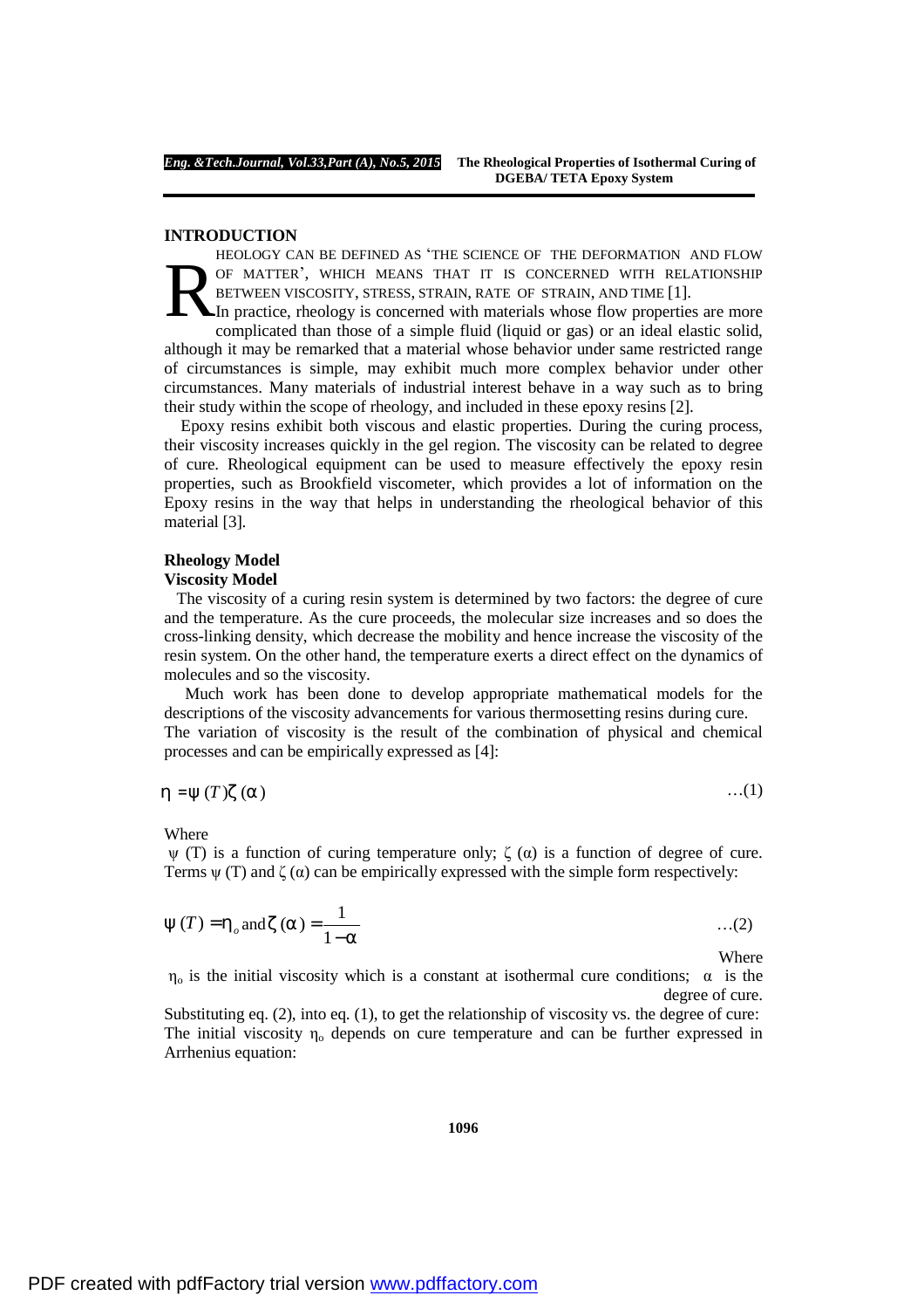## INTRODUCTION

RHEOLOGY CAN BE DEFINED AS 'THE SCIENCE OF THE DEFORMATION AND FLOW OF MATTER', WHICH MEANS THAT IT IS CONCERNED WITH RELATIONSHIP BETWEEN VISCOSITY, STRESS, STRAIN, RATE OF STRAIN, AND TIME [1].

In practice, rheology is concerned with materials whose flow properties are more complicated than those of a simple fluid (liquid or gas) or an ideal elastic solid, although it may be remarked that a material whose behavior under same restricted range of circumstances is simple, may exhibit much more complex behavior under other circumstances. Many materials of industrial interest behave in a way such as to bring their study within the scope of rheology, and included in these epoxy resins [2].

Epoxy resins exhibit both viscous and elastic properties. During the curing process, their viscosity increases quickly in the gel region. The viscosity can be related to degree of cure. Rheological equipment can be used to measure effectively the epoxy resin properties, such as Brookfield viscometer, which provides a lot of information on the Epoxy resins in the way that helps in understanding the rheological behavior of this material [3].

## Rheology Model

### Viscosity Model

The viscosity of a curing resin system is determined by two factors: the degree of cure and the temperature. As the cure proceeds, the molecular size increases and so does the cross-linking density, which decrease the mobility and hence increase the viscosity of the resin system. On the other hand, the temperature exerts a direct effect on the dynamics of molecules and so the viscosity.

Much work has been done to develop appropriate mathematical models for the descriptions of the viscosity advancements for various thermosetting resins during cure. The variation of viscosity is the result of the combination of physical and chemical processes and can be empirically expressed as [4]:

$$\eta = \psi(T)\zeta(\alpha) \qquad \ldots(1)$$

Where

$\psi(T)$ is a function of curing temperature only; $\zeta(\alpha)$ is a function of degree of cure. Terms $\psi(T)$ and $\zeta(\alpha)$ can be empirically expressed with the simple form respectively:

$$\psi(T) = \eta_o \text{ and } \zeta(\alpha) = \frac{1}{1-\alpha} \qquad \ldots(2)$$

Where

$\eta_o$ is the initial viscosity which is a constant at isothermal cure conditions; $\alpha$ is the degree of cure.

Substituting eq. (2), into eq. (1), to get the relationship of viscosity vs. the degree of cure: The initial viscosity $\eta_o$ depends on cure temperature and can be further expressed in Arrhenius equation: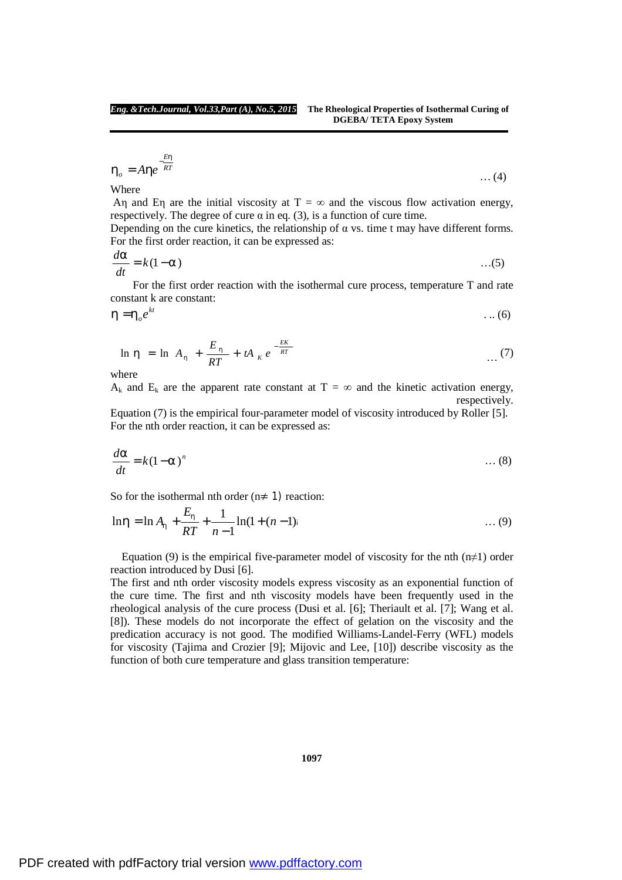$$\eta_o = A\eta e^{-\frac{E\eta}{RT}} \quad \ldots (4)$$

Where

$A\eta$ and $E\eta$ are the initial viscosity at $T = \infty$ and the viscous flow activation energy, respectively. The degree of cure $\alpha$ in eq. (3), is a function of cure time.

Depending on the cure kinetics, the relationship of $\alpha$ vs. time t may have different forms. For the first order reaction, it can be expressed as:

$$\frac{d\alpha}{dt} = k(1-\alpha) \quad \ldots (5)$$

For the first order reaction with the isothermal cure process, temperature T and rate constant k are constant:

$$\eta = \eta_o e^{kt} \quad \ldots (6)$$

$$\ln \eta = \ln A_\eta + \frac{E_\eta}{RT} + tA_K e^{-\frac{EK}{RT}} \quad \ldots (7)$$

where

$A_k$ and $E_k$ are the apparent rate constant at $T = \infty$ and the kinetic activation energy, respectively.

Equation (7) is the empirical four-parameter model of viscosity introduced by Roller [5]. For the nth order reaction, it can be expressed as:

$$\frac{d\alpha}{dt} = k(1-\alpha)^n \quad \ldots (8)$$

So for the isothermal nth order ($n \neq 1$) reaction:

$$\ln \eta = \ln A_\eta + \frac{E_\eta}{RT} + \frac{1}{n-1}\ln(1+(n-1)) \quad \ldots (9)$$

Equation (9) is the empirical five-parameter model of viscosity for the nth ($n \neq 1$) order reaction introduced by Dusi [6].

The first and nth order viscosity models express viscosity as an exponential function of the cure time. The first and nth viscosity models have been frequently used in the rheological analysis of the cure process (Dusi et al. [6]; Theriault et al. [7]; Wang et al. [8]). These models do not incorporate the effect of gelation on the viscosity and the predication accuracy is not good. The modified Williams-Landel-Ferry (WFL) models for viscosity (Tajima and Crozier [9]; Mijovic and Lee, [10]) describe viscosity as the function of both cure temperature and glass transition temperature: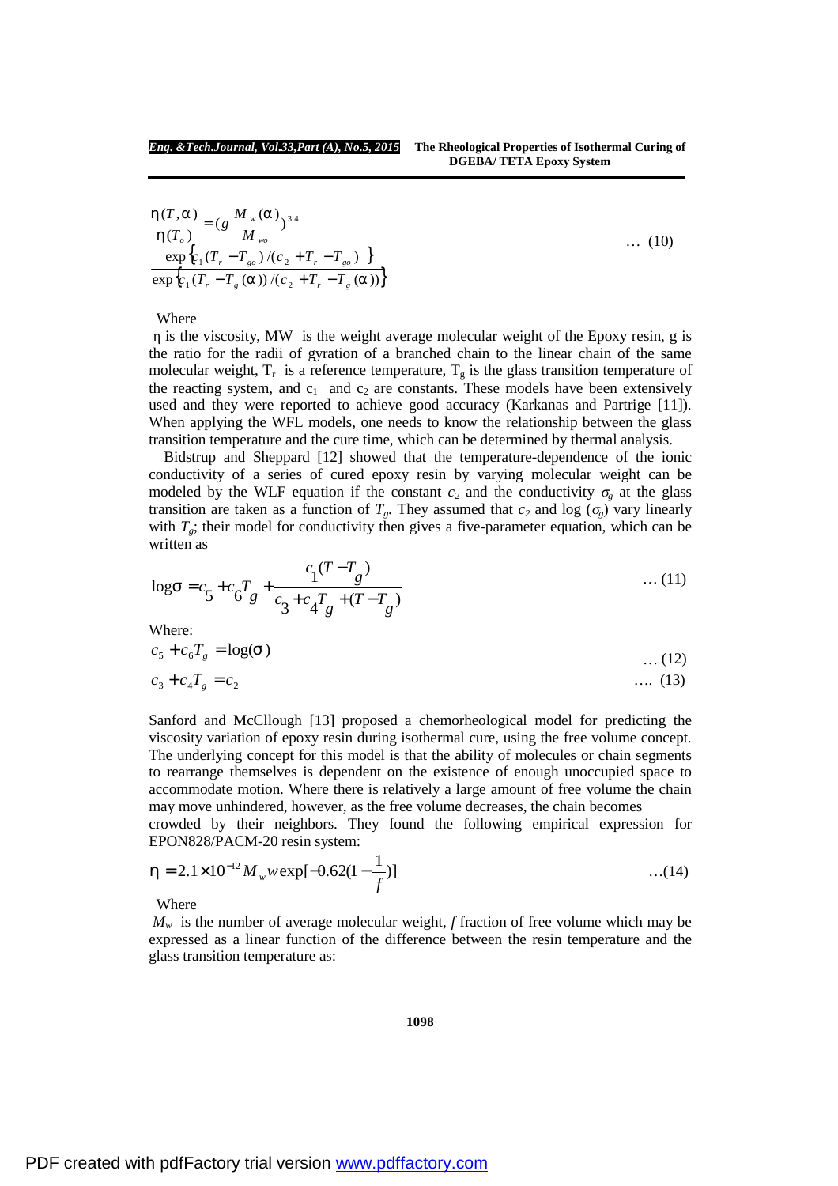$$\frac{\eta(T,\alpha)}{\eta(T_o)} = \left(g\frac{M_w(\alpha)}{M_{wo}}\right)^{3.4} \frac{\exp\left\{c_1(T_r - T_{go})/(c_2 + T_r - T_{go})\right\}}{\exp\left\{c_1(T_r - T_g(\alpha))/(c_2 + T_r - T_g(\alpha))\right\}} \quad \dots (10)$$

Where

η is the viscosity, MW is the weight average molecular weight of the Epoxy resin, g is the ratio for the radii of gyration of a branched chain to the linear chain of the same molecular weight, $T_r$ is a reference temperature, $T_g$ is the glass transition temperature of the reacting system, and $c_1$ and $c_2$ are constants. These models have been extensively used and they were reported to achieve good accuracy (Karkanas and Partrige [11]). When applying the WFL models, one needs to know the relationship between the glass transition temperature and the cure time, which can be determined by thermal analysis.

Bidstrup and Sheppard [12] showed that the temperature-dependence of the ionic conductivity of a series of cured epoxy resin by varying molecular weight can be modeled by the WLF equation if the constant $c_2$ and the conductivity $\sigma_g$ at the glass transition are taken as a function of $T_g$. They assumed that $c_2$ and log ($\sigma_g$) vary linearly with $T_g$; their model for conductivity then gives a five-parameter equation, which can be written as

$$\log\sigma = c_5 + c_6 T_g + \frac{c_1(T - T_g)}{c_3 + c_4 T_g + (T - T_g)} \quad \dots (11)$$

Where:

$$c_5 + c_6 T_g = \log(\sigma) \quad \dots (12)$$

$$c_3 + c_4 T_g = c_2 \quad \dots (13)$$

Sanford and McCllough [13] proposed a chemorheological model for predicting the viscosity variation of epoxy resin during isothermal cure, using the free volume concept. The underlying concept for this model is that the ability of molecules or chain segments to rearrange themselves is dependent on the existence of enough unoccupied space to accommodate motion. Where there is relatively a large amount of free volume the chain may move unhindered, however, as the free volume decreases, the chain becomes crowded by their neighbors. They found the following empirical expression for EPON828/PACM-20 resin system:

$$\eta = 2.1\times10^{-12} M_w w \exp[-0.62(1 - \frac{1}{f})] \quad \dots (14)$$

Where

$M_w$ is the number of average molecular weight, $f$ fraction of free volume which may be expressed as a linear function of the difference between the resin temperature and the glass transition temperature as: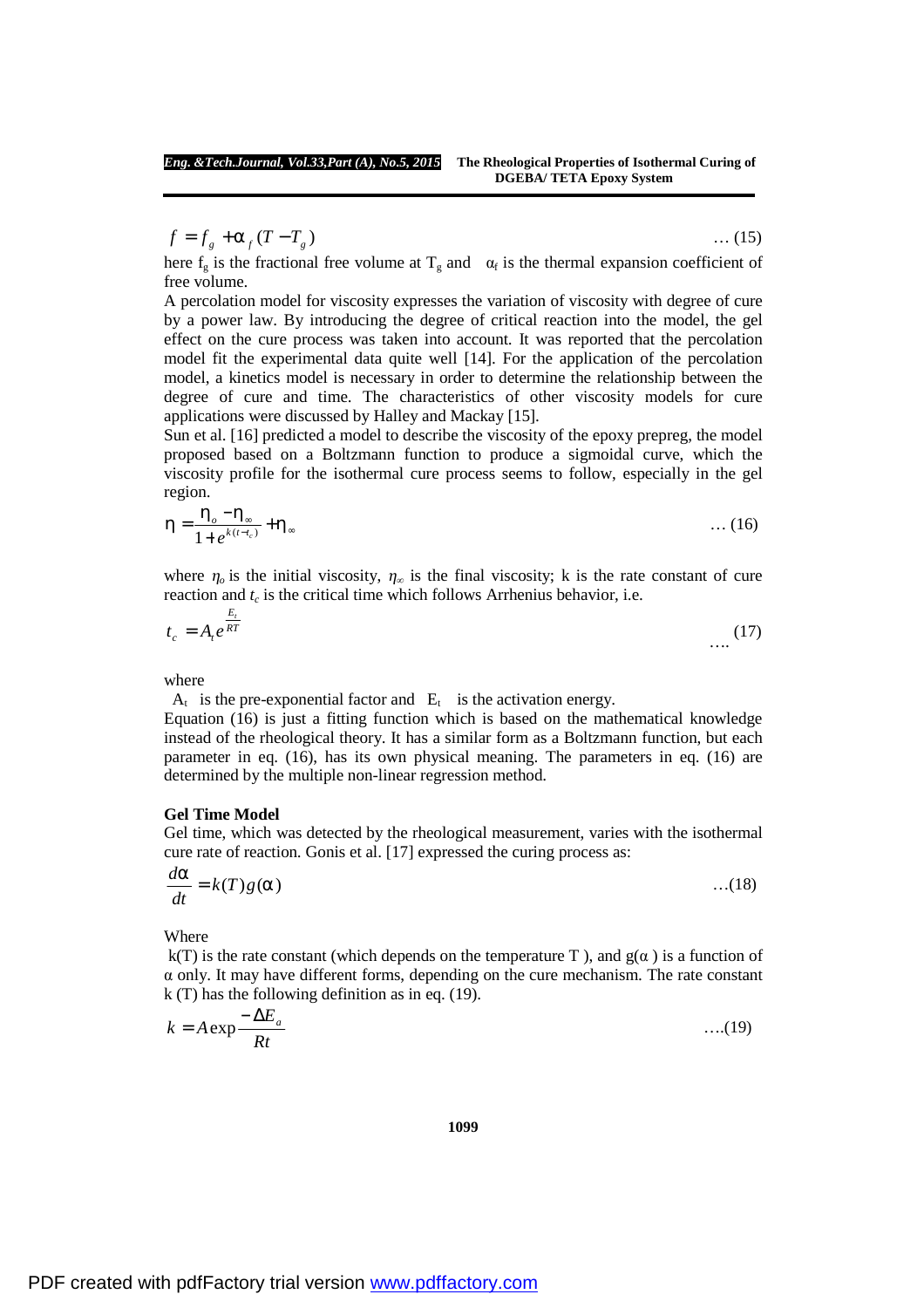$$f = f_g + \alpha_f (T - T_g) \qquad \ldots (15)$$

here $f_g$ is the fractional free volume at $T_g$ and $\alpha_f$ is the thermal expansion coefficient of free volume.

A percolation model for viscosity expresses the variation of viscosity with degree of cure by a power law. By introducing the degree of critical reaction into the model, the gel effect on the cure process was taken into account. It was reported that the percolation model fit the experimental data quite well [14]. For the application of the percolation model, a kinetics model is necessary in order to determine the relationship between the degree of cure and time. The characteristics of other viscosity models for cure applications were discussed by Halley and Mackay [15].

Sun et al. [16] predicted a model to describe the viscosity of the epoxy prepreg, the model proposed based on a Boltzmann function to produce a sigmoidal curve, which the viscosity profile for the isothermal cure process seems to follow, especially in the gel region.

$$\eta = \frac{\eta_o - \eta_\infty}{1 + e^{k(t - t_c)}} + \eta_\infty \qquad \ldots (16)$$

where $\eta_o$ is the initial viscosity, $\eta_\infty$ is the final viscosity; k is the rate constant of cure reaction and $t_c$ is the critical time which follows Arrhenius behavior, i.e.

$$t_c = A_t e^{\frac{E_t}{RT}} \qquad \ldots (17)$$

where

$A_t$ is the pre-exponential factor and $E_t$ is the activation energy.

Equation (16) is just a fitting function which is based on the mathematical knowledge instead of the rheological theory. It has a similar form as a Boltzmann function, but each parameter in eq. (16), has its own physical meaning. The parameters in eq. (16) are determined by the multiple non-linear regression method.

**Gel Time Model**

Gel time, which was detected by the rheological measurement, varies with the isothermal cure rate of reaction. Gonis et al. [17] expressed the curing process as:

$$\frac{d\alpha}{dt} = k(T) g(\alpha) \qquad \ldots (18)$$

Where

k(T) is the rate constant (which depends on the temperature T ), and $g(\alpha)$ is a function of $\alpha$ only. It may have different forms, depending on the cure mechanism. The rate constant k (T) has the following definition as in eq. (19).

$$k = A \exp \frac{-\Delta E_a}{Rt} \qquad \ldots (19)$$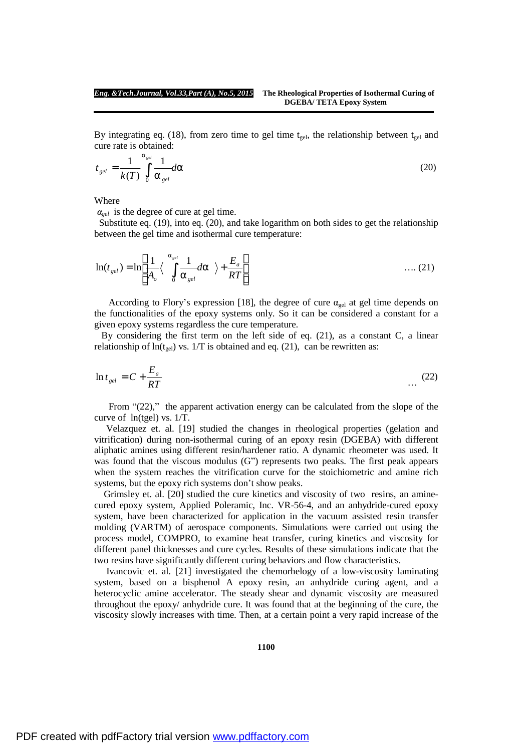By integrating eq. (18), from zero time to gel time $t_{gel}$, the relationship between $t_{gel}$ and cure rate is obtained:

$$t_{gel} = \frac{1}{k(T)} \int_0^{\alpha_{gel}} \frac{1}{\alpha_{gel}} d\alpha \tag{20}$$

Where

$\alpha_{gel}$ is the degree of cure at gel time.

Substitute eq. (19), into eq. (20), and take logarithm on both sides to get the relationship between the gel time and isothermal cure temperature:

$$\ln(t_{gel}) = \ln\left[\frac{1}{A_o}\left\langle \int_0^{\alpha_{gel}} \frac{1}{\alpha_{gel}} d\alpha \right\rangle + \frac{E_a}{RT}\right] \tag{21}$$

According to Flory's expression [18], the degree of cure $\alpha_{gel}$ at gel time depends on the functionalities of the epoxy systems only. So it can be considered a constant for a given epoxy systems regardless the cure temperature.

By considering the first term on the left side of eq. (21), as a constant C, a linear relationship of $\ln(t_{gel})$ vs. $1/T$ is obtained and eq. (21), can be rewritten as:

$$\ln t_{gel} = C + \frac{E_a}{RT} \tag{22}$$

From "(22)," the apparent activation energy can be calculated from the slope of the curve of $\ln(t_{gel})$ vs. $1/T$.

Velazquez et. al. [19] studied the changes in rheological properties (gelation and vitrification) during non-isothermal curing of an epoxy resin (DGEBA) with different aliphatic amines using different resin/hardener ratio. A dynamic rheometer was used. It was found that the viscous modulus (G") represents two peaks. The first peak appears when the system reaches the vitrification curve for the stoichiometric and amine rich systems, but the epoxy rich systems don't show peaks.

Grimsley et. al. [20] studied the cure kinetics and viscosity of two resins, an amine-cured epoxy system, Applied Poleramic, Inc. VR-56-4, and an anhydride-cured epoxy system, have been characterized for application in the vacuum assisted resin transfer molding (VARTM) of aerospace components. Simulations were carried out using the process model, COMPRO, to examine heat transfer, curing kinetics and viscosity for different panel thicknesses and cure cycles. Results of these simulations indicate that the two resins have significantly different curing behaviors and flow characteristics.

Ivancovic et. al. [21] investigated the chemorhelogy of a low-viscosity laminating system, based on a bisphenol A epoxy resin, an anhydride curing agent, and a heterocyclic amine accelerator. The steady shear and dynamic viscosity are measured throughout the epoxy/ anhydride cure. It was found that at the beginning of the cure, the viscosity slowly increases with time. Then, at a certain point a very rapid increase of the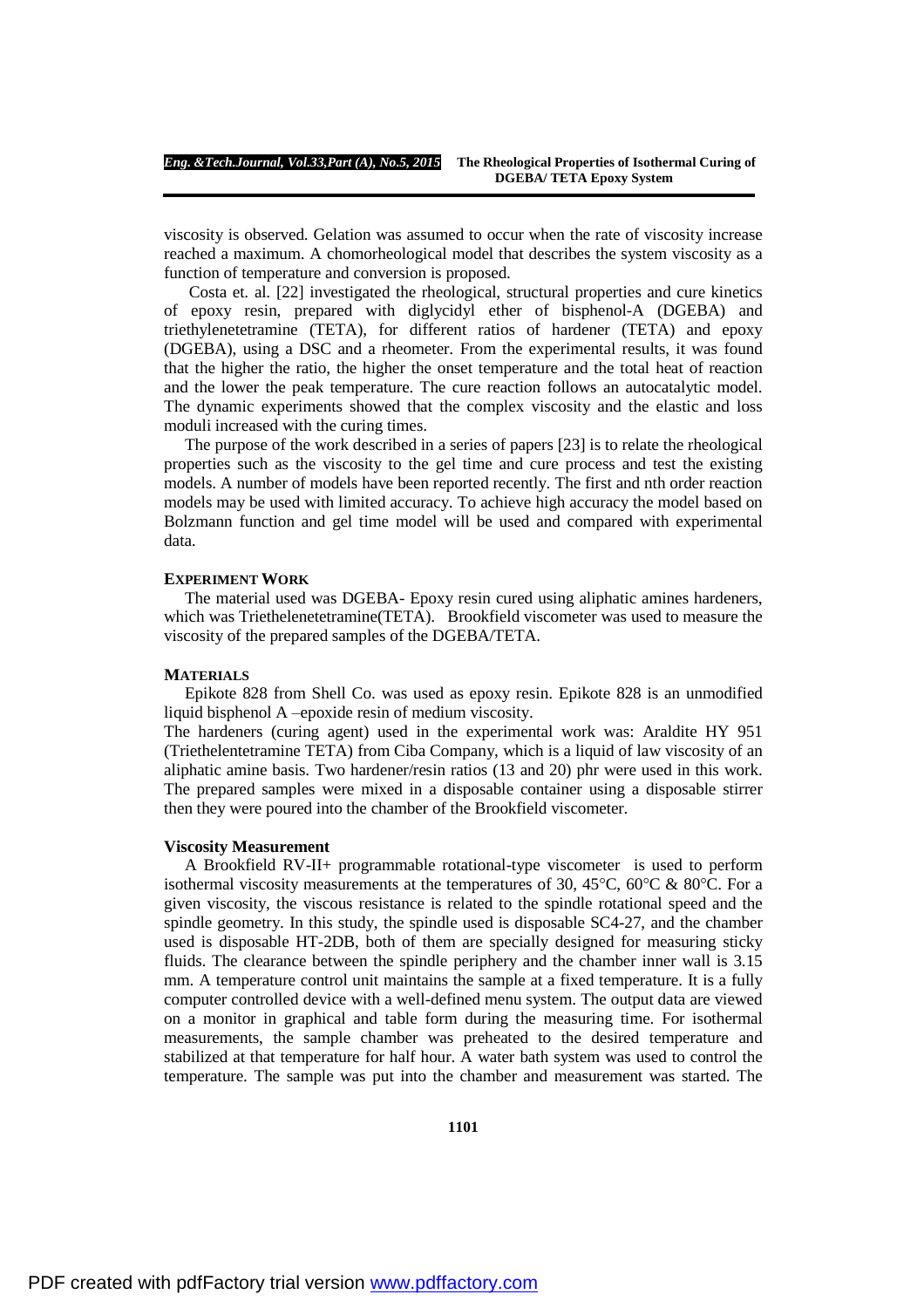viscosity is observed. Gelation was assumed to occur when the rate of viscosity increase reached a maximum. A chomorheological model that describes the system viscosity as a function of temperature and conversion is proposed.

Costa et. al. [22] investigated the rheological, structural properties and cure kinetics of epoxy resin, prepared with diglycidyl ether of bisphenol-A (DGEBA) and triethylenetetramine (TETA), for different ratios of hardener (TETA) and epoxy (DGEBA), using a DSC and a rheometer. From the experimental results, it was found that the higher the ratio, the higher the onset temperature and the total heat of reaction and the lower the peak temperature. The cure reaction follows an autocatalytic model. The dynamic experiments showed that the complex viscosity and the elastic and loss moduli increased with the curing times.

The purpose of the work described in a series of papers [23] is to relate the rheological properties such as the viscosity to the gel time and cure process and test the existing models. A number of models have been reported recently. The first and nth order reaction models may be used with limited accuracy. To achieve high accuracy the model based on Bolzmann function and gel time model will be used and compared with experimental data.

## EXPERIMENT WORK

The material used was DGEBA- Epoxy resin cured using aliphatic amines hardeners, which was Triethelenetetramine(TETA). Brookfield viscometer was used to measure the viscosity of the prepared samples of the DGEBA/TETA.

## MATERIALS

Epikote 828 from Shell Co. was used as epoxy resin. Epikote 828 is an unmodified liquid bisphenol A –epoxide resin of medium viscosity.
The hardeners (curing agent) used in the experimental work was: Araldite HY 951 (Triethelentetramine TETA) from Ciba Company, which is a liquid of law viscosity of an aliphatic amine basis. Two hardener/resin ratios (13 and 20) phr were used in this work. The prepared samples were mixed in a disposable container using a disposable stirrer then they were poured into the chamber of the Brookfield viscometer.

## Viscosity Measurement

A Brookfield RV-II+ programmable rotational-type viscometer is used to perform isothermal viscosity measurements at the temperatures of 30, 45°C, 60°C & 80°C. For a given viscosity, the viscous resistance is related to the spindle rotational speed and the spindle geometry. In this study, the spindle used is disposable SC4-27, and the chamber used is disposable HT-2DB, both of them are specially designed for measuring sticky fluids. The clearance between the spindle periphery and the chamber inner wall is 3.15 mm. A temperature control unit maintains the sample at a fixed temperature. It is a fully computer controlled device with a well-defined menu system. The output data are viewed on a monitor in graphical and table form during the measuring time. For isothermal measurements, the sample chamber was preheated to the desired temperature and stabilized at that temperature for half hour. A water bath system was used to control the temperature. The sample was put into the chamber and measurement was started. The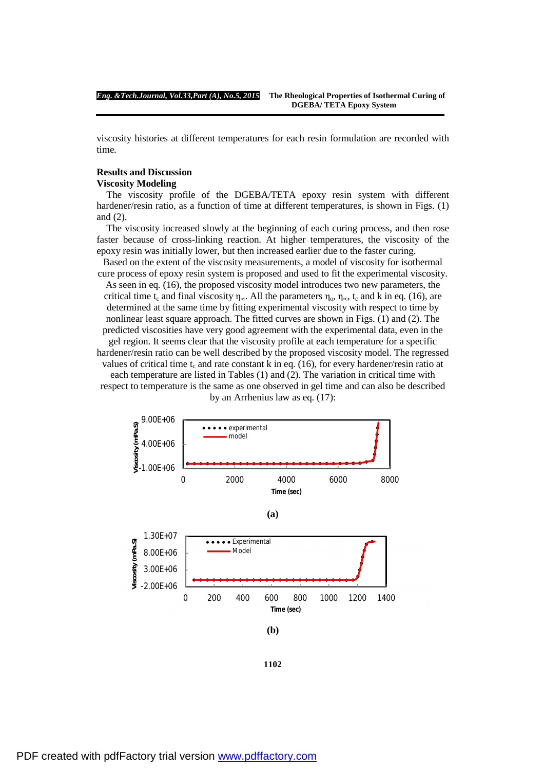viscosity histories at different temperatures for each resin formulation are recorded with time.

## Results and Discussion

### Viscosity Modeling

The viscosity profile of the DGEBA/TETA epoxy resin system with different hardener/resin ratio, as a function of time at different temperatures, is shown in Figs. (1) and (2).

The viscosity increased slowly at the beginning of each curing process, and then rose faster because of cross-linking reaction. At higher temperatures, the viscosity of the epoxy resin was initially lower, but then increased earlier due to the faster curing.

Based on the extent of the viscosity measurements, a model of viscosity for isothermal cure process of epoxy resin system is proposed and used to fit the experimental viscosity. As seen in eq. (16), the proposed viscosity model introduces two new parameters, the critical time $t_c$ and final viscosity $\eta_\infty$. All the parameters $\eta_o$, $\eta_\infty$, $t_c$ and k in eq. (16), are determined at the same time by fitting experimental viscosity with respect to time by nonlinear least square approach. The fitted curves are shown in Figs. (1) and (2). The predicted viscosities have very good agreement with the experimental data, even in the gel region. It seems clear that the viscosity profile at each temperature for a specific hardener/resin ratio can be well described by the proposed viscosity model. The regressed values of critical time $t_c$ and rate constant k in eq. (16), for every hardener/resin ratio at each temperature are listed in Tables (1) and (2). The variation in critical time with respect to temperature is the same as one observed in gel time and can also be described by an Arrhenius law as eq. (17):

(a)

(b)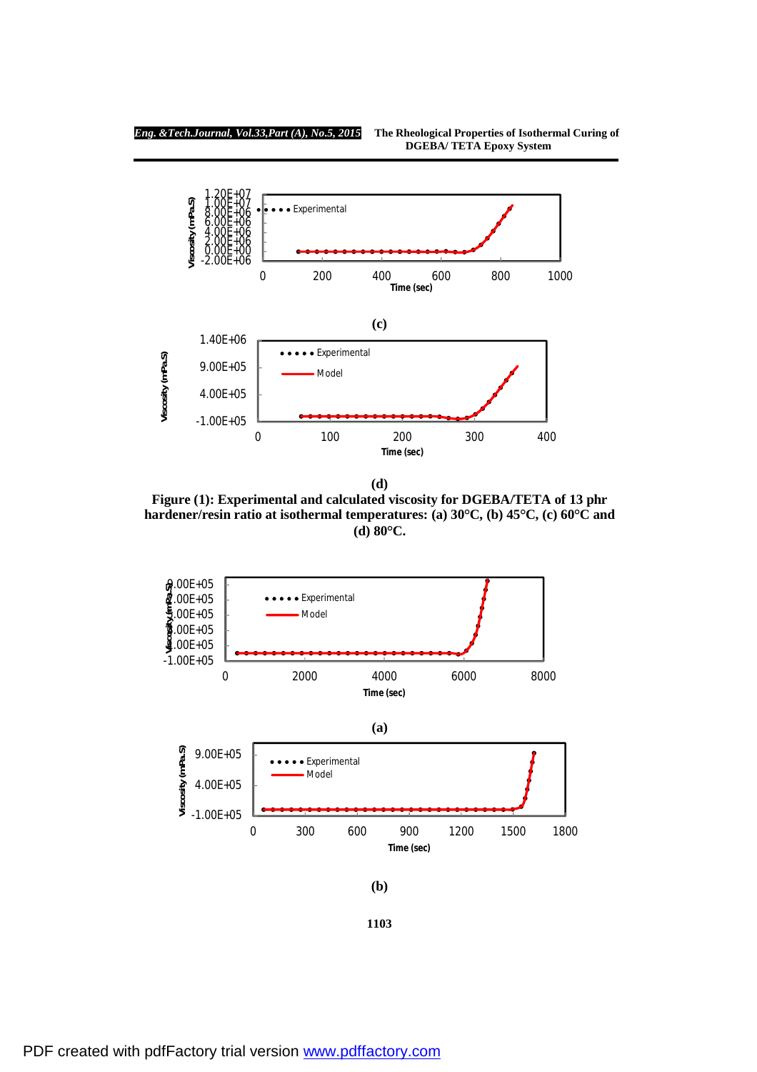(c)

(d)

**Figure (1): Experimental and calculated viscosity for DGEBA/TETA of 13 phr hardener/resin ratio at isothermal temperatures: (a) 30°C, (b) 45°C, (c) 60°C and (d) 80°C.**

(a)

(b)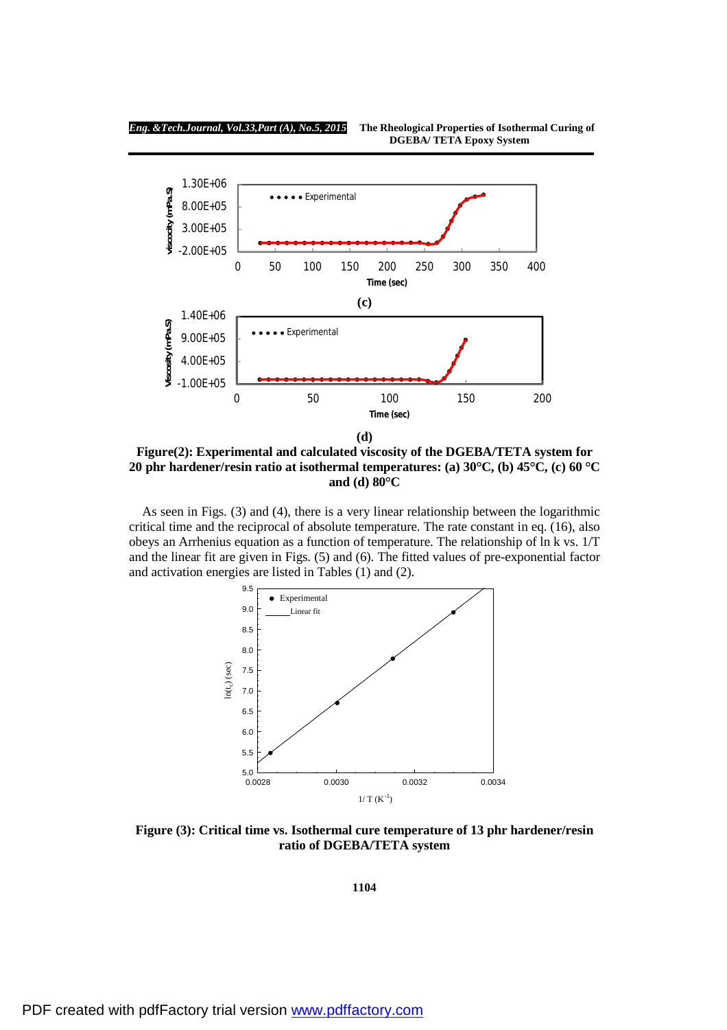(c)

(d)

**Figure(2): Experimental and calculated viscosity of the DGEBA/TETA system for 20 phr hardener/resin ratio at isothermal temperatures: (a) 30°C, (b) 45°C, (c) 60 °C and (d) 80°C**

As seen in Figs. (3) and (4), there is a very linear relationship between the logarithmic critical time and the reciprocal of absolute temperature. The rate constant in eq. (16), also obeys an Arrhenius equation as a function of temperature. The relationship of ln k vs. 1/T and the linear fit are given in Figs. (5) and (6). The fitted values of pre-exponential factor and activation energies are listed in Tables (1) and (2).

**Figure (3): Critical time vs. Isothermal cure temperature of 13 phr hardener/resin ratio of DGEBA/TETA system**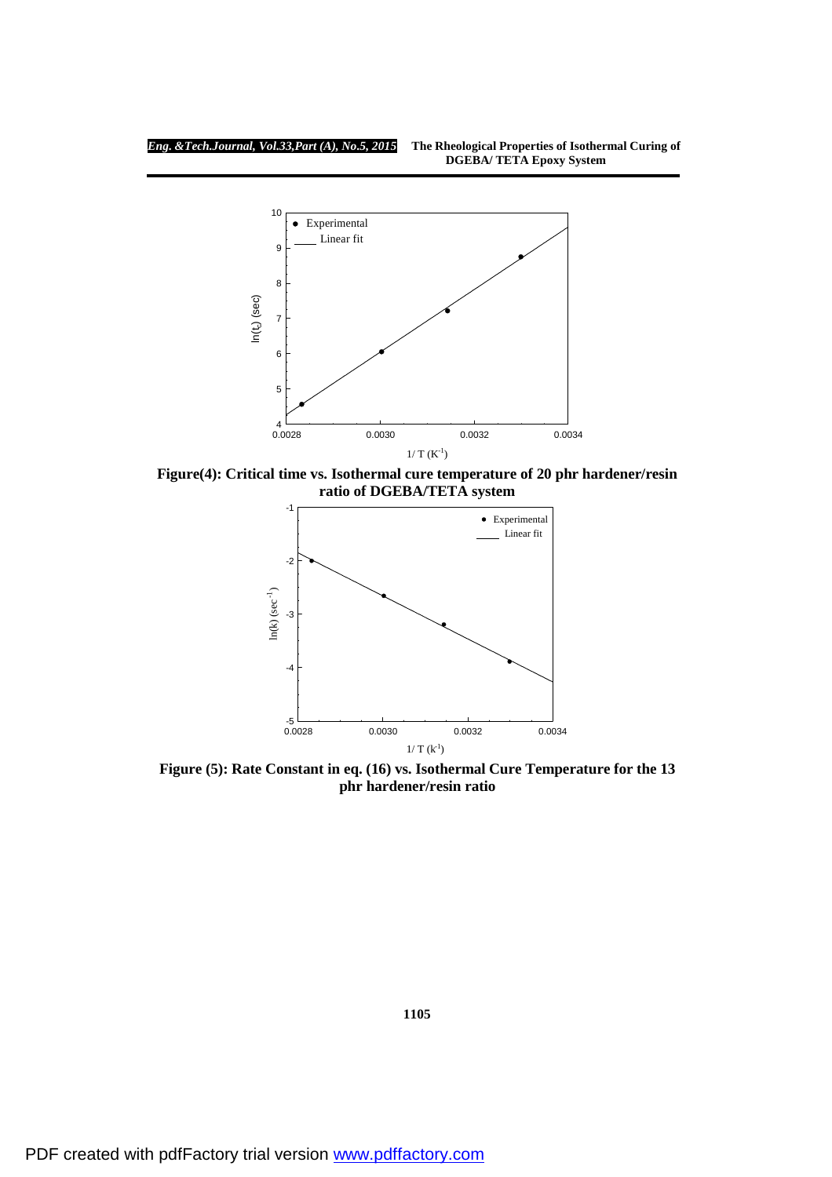**Figure(4): Critical time vs. Isothermal cure temperature of 20 phr hardener/resin ratio of DGEBA/TETA system**

**Figure (5): Rate Constant in eq. (16) vs. Isothermal Cure Temperature for the 13 phr hardener/resin ratio**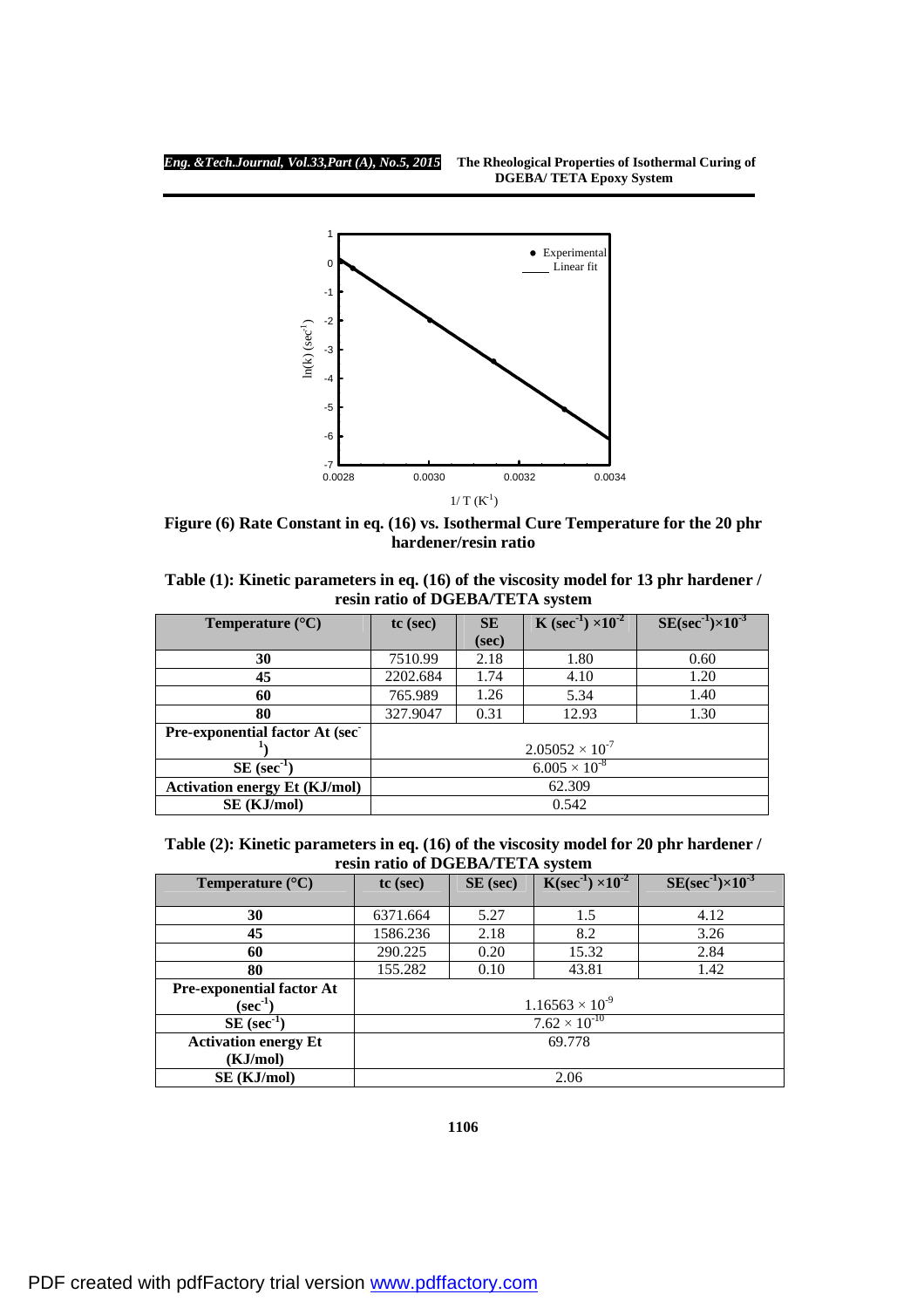**Figure (6) Rate Constant in eq. (16) vs. Isothermal Cure Temperature for the 20 phr hardener/resin ratio**

**Table (1): Kinetic parameters in eq. (16) of the viscosity model for 13 phr hardener / resin ratio of DGEBA/TETA system**

| Temperature (°C) | tc (sec) | SE (sec) | K $(sec^{-1}) \times 10^{-2}$ | SE$(sec^{-1}) \times 10^{-3}$ |
|---|---|---|---|---|
| **30** | 7510.99 | 2.18 | 1.80 | 0.60 |
| **45** | 2202.684 | 1.74 | 4.10 | 1.20 |
| **60** | 765.989 | 1.26 | 5.34 | 1.40 |
| **80** | 327.9047 | 0.31 | 12.93 | 1.30 |
| **Pre-exponential factor At $(sec^{-1})$** | $2.05052 \times 10^{-7}$ | | | |
| **SE $(sec^{-1})$** | $6.005 \times 10^{-8}$ | | | |
| **Activation energy Et (KJ/mol)** | 62.309 | | | |
| **SE (KJ/mol)** | 0.542 | | | |

**Table (2): Kinetic parameters in eq. (16) of the viscosity model for 20 phr hardener / resin ratio of DGEBA/TETA system**

| Temperature (°C) | tc (sec) | SE (sec) | K$(sec^{-1}) \times 10^{-2}$ | SE$(sec^{-1}) \times 10^{-3}$ |
|---|---|---|---|---|
| **30** | 6371.664 | 5.27 | 1.5 | 4.12 |
| **45** | 1586.236 | 2.18 | 8.2 | 3.26 |
| **60** | 290.225 | 0.20 | 15.32 | 2.84 |
| **80** | 155.282 | 0.10 | 43.81 | 1.42 |
| **Pre-exponential factor At $(sec^{-1})$** | $1.16563 \times 10^{-9}$ | | | |
| **SE $(sec^{-1})$** | $7.62 \times 10^{-10}$ | | | |
| **Activation energy Et (KJ/mol)** | 69.778 | | | |
| **SE (KJ/mol)** | 2.06 | | | |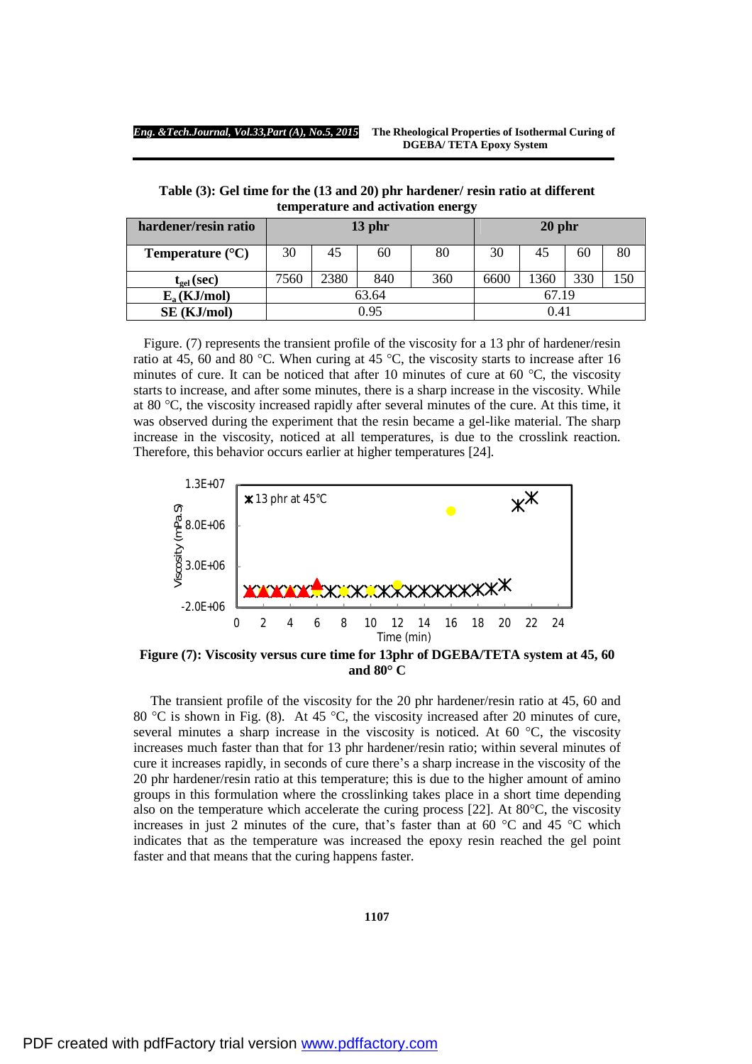Table (3): Gel time for the (13 and 20) phr hardener/ resin ratio at different temperature and activation energy

| hardener/resin ratio | 13 phr | | | | 20 phr | | | |
|---|---|---|---|---|---|---|---|---|
| Temperature (°C) | 30 | 45 | 60 | 80 | 30 | 45 | 60 | 80 |
| $t_{gel}$ (sec) | 7560 | 2380 | 840 | 360 | 6600 | 1360 | 330 | 150 |
| $E_a$ (KJ/mol) | 63.64 | | | | 67.19 | | | |
| SE (KJ/mol) | 0.95 | | | | 0.41 | | | |

Figure. (7) represents the transient profile of the viscosity for a 13 phr of hardener/resin ratio at 45, 60 and 80 °C. When curing at 45 °C, the viscosity starts to increase after 16 minutes of cure. It can be noticed that after 10 minutes of cure at 60 °C, the viscosity starts to increase, and after some minutes, there is a sharp increase in the viscosity. While at 80 °C, the viscosity increased rapidly after several minutes of the cure. At this time, it was observed during the experiment that the resin became a gel-like material. The sharp increase in the viscosity, noticed at all temperatures, is due to the crosslink reaction. Therefore, this behavior occurs earlier at higher temperatures [24].

Figure (7): Viscosity versus cure time for 13phr of DGEBA/TETA system at 45, 60 and 80° C

The transient profile of the viscosity for the 20 phr hardener/resin ratio at 45, 60 and 80 °C is shown in Fig. (8). At 45 °C, the viscosity increased after 20 minutes of cure, several minutes a sharp increase in the viscosity is noticed. At 60 °C, the viscosity increases much faster than that for 13 phr hardener/resin ratio; within several minutes of cure it increases rapidly, in seconds of cure there's a sharp increase in the viscosity of the 20 phr hardener/resin ratio at this temperature; this is due to the higher amount of amino groups in this formulation where the crosslinking takes place in a short time depending also on the temperature which accelerate the curing process [22]. At 80°C, the viscosity increases in just 2 minutes of the cure, that's faster than at 60 °C and 45 °C which indicates that as the temperature was increased the epoxy resin reached the gel point faster and that means that the curing happens faster.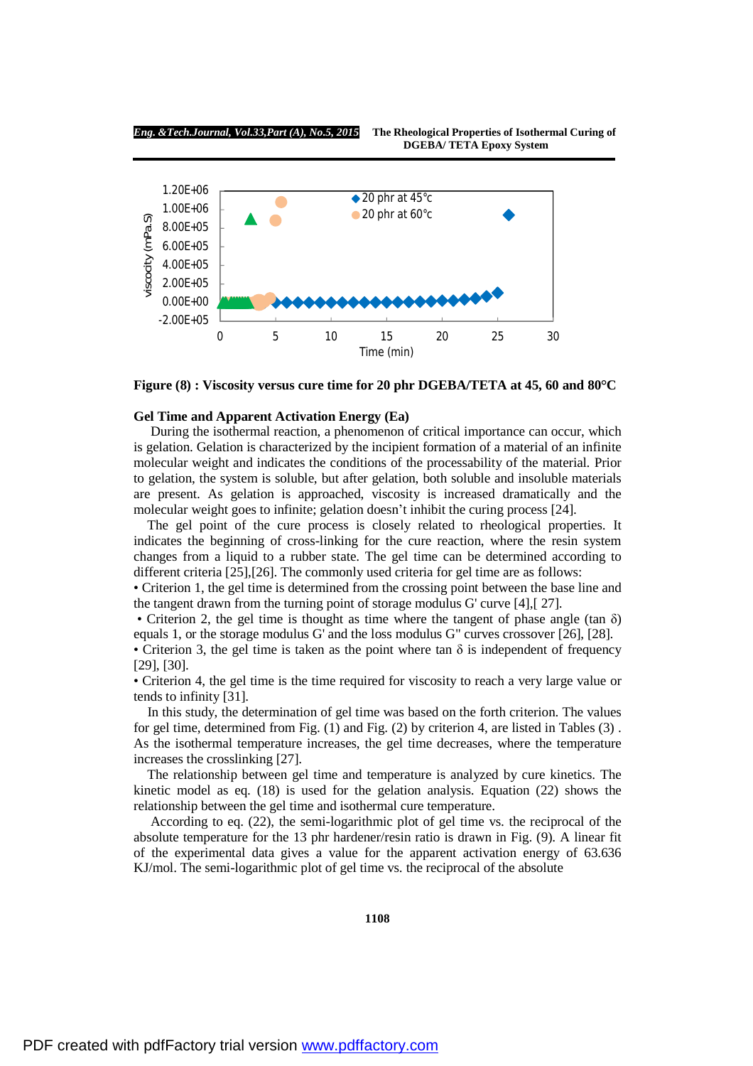Figure (8) : Viscosity versus cure time for 20 phr DGEBA/TETA at 45, 60 and 80°C

### Gel Time and Apparent Activation Energy (Ea)

During the isothermal reaction, a phenomenon of critical importance can occur, which is gelation. Gelation is characterized by the incipient formation of a material of an infinite molecular weight and indicates the conditions of the processability of the material. Prior to gelation, the system is soluble, but after gelation, both soluble and insoluble materials are present. As gelation is approached, viscosity is increased dramatically and the molecular weight goes to infinite; gelation doesn't inhibit the curing process [24].

The gel point of the cure process is closely related to rheological properties. It indicates the beginning of cross-linking for the cure reaction, where the resin system changes from a liquid to a rubber state. The gel time can be determined according to different criteria [25],[26]. The commonly used criteria for gel time are as follows:

- Criterion 1, the gel time is determined from the crossing point between the base line and the tangent drawn from the turning point of storage modulus G' curve [4],[ 27].
- Criterion 2, the gel time is thought as time where the tangent of phase angle (tan $\delta$) equals 1, or the storage modulus G' and the loss modulus G" curves crossover [26], [28].
- Criterion 3, the gel time is taken as the point where tan $\delta$ is independent of frequency [29], [30].
- Criterion 4, the gel time is the time required for viscosity to reach a very large value or tends to infinity [31].

In this study, the determination of gel time was based on the forth criterion. The values for gel time, determined from Fig. (1) and Fig. (2) by criterion 4, are listed in Tables (3) . As the isothermal temperature increases, the gel time decreases, where the temperature increases the crosslinking [27].

The relationship between gel time and temperature is analyzed by cure kinetics. The kinetic model as eq. (18) is used for the gelation analysis. Equation (22) shows the relationship between the gel time and isothermal cure temperature.

According to eq. (22), the semi-logarithmic plot of gel time vs. the reciprocal of the absolute temperature for the 13 phr hardener/resin ratio is drawn in Fig. (9). A linear fit of the experimental data gives a value for the apparent activation energy of 63.636 KJ/mol. The semi-logarithmic plot of gel time vs. the reciprocal of the absolute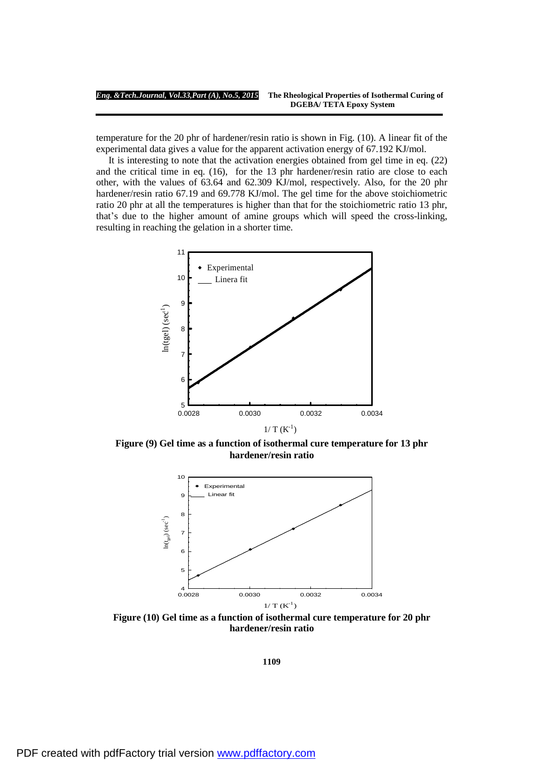temperature for the 20 phr of hardener/resin ratio is shown in Fig. (10). A linear fit of the experimental data gives a value for the apparent activation energy of 67.192 KJ/mol.

It is interesting to note that the activation energies obtained from gel time in eq. (22) and the critical time in eq. (16), for the 13 phr hardener/resin ratio are close to each other, with the values of 63.64 and 62.309 KJ/mol, respectively. Also, for the 20 phr hardener/resin ratio 67.19 and 69.778 KJ/mol. The gel time for the above stoichiometric ratio 20 phr at all the temperatures is higher than that for the stoichiometric ratio 13 phr, that's due to the higher amount of amine groups which will speed the cross-linking, resulting in reaching the gelation in a shorter time.

**Figure (9) Gel time as a function of isothermal cure temperature for 13 phr hardener/resin ratio**

**Figure (10) Gel time as a function of isothermal cure temperature for 20 phr hardener/resin ratio**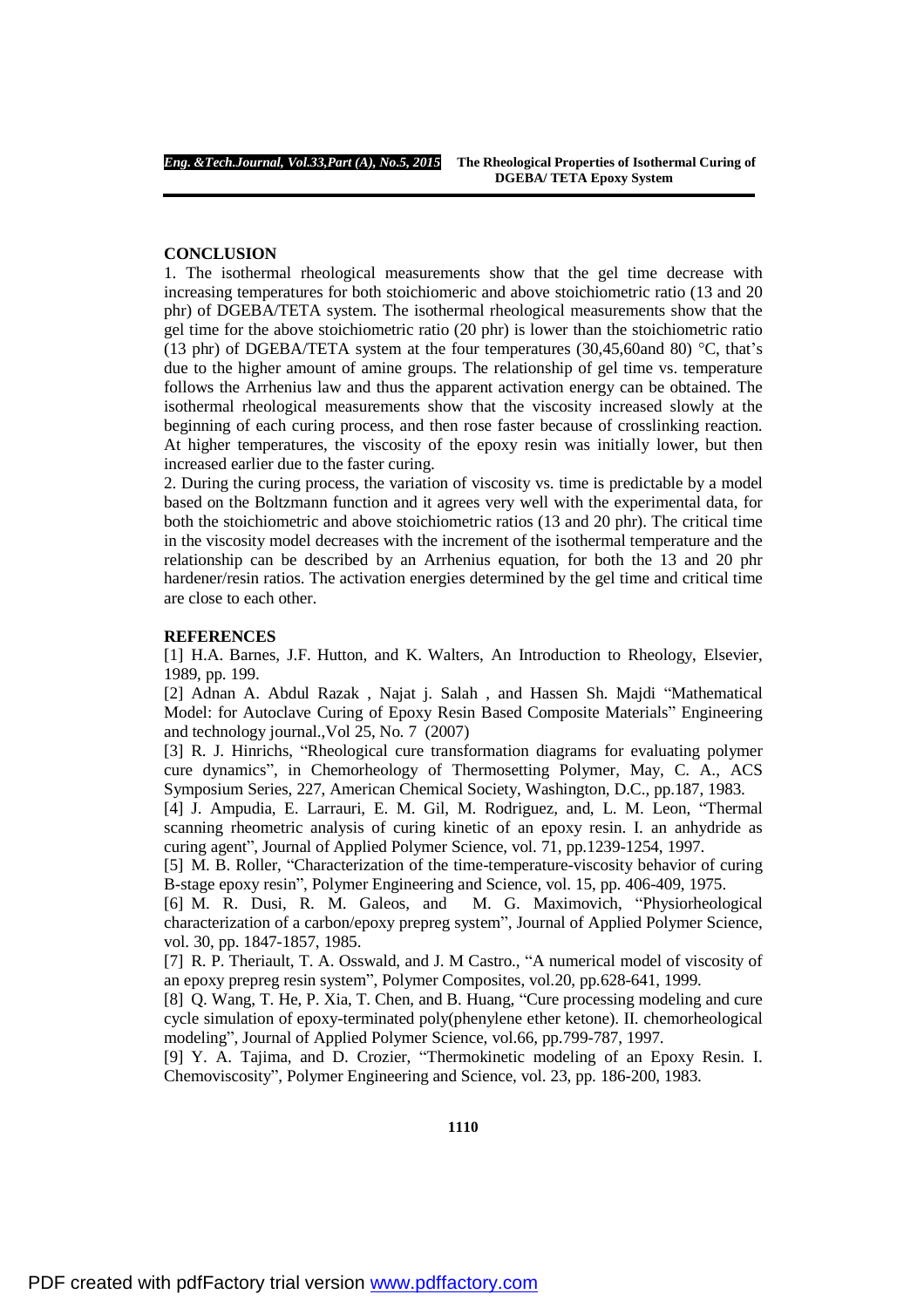## CONCLUSION

1. The isothermal rheological measurements show that the gel time decrease with increasing temperatures for both stoichiomeric and above stoichiometric ratio (13 and 20 phr) of DGEBA/TETA system. The isothermal rheological measurements show that the gel time for the above stoichiometric ratio (20 phr) is lower than the stoichiometric ratio (13 phr) of DGEBA/TETA system at the four temperatures (30,45,60and 80) °C, that's due to the higher amount of amine groups. The relationship of gel time vs. temperature follows the Arrhenius law and thus the apparent activation energy can be obtained. The isothermal rheological measurements show that the viscosity increased slowly at the beginning of each curing process, and then rose faster because of crosslinking reaction. At higher temperatures, the viscosity of the epoxy resin was initially lower, but then increased earlier due to the faster curing.

2. During the curing process, the variation of viscosity vs. time is predictable by a model based on the Boltzmann function and it agrees very well with the experimental data, for both the stoichiometric and above stoichiometric ratios (13 and 20 phr). The critical time in the viscosity model decreases with the increment of the isothermal temperature and the relationship can be described by an Arrhenius equation, for both the 13 and 20 phr hardener/resin ratios. The activation energies determined by the gel time and critical time are close to each other.

## REFERENCES

[1] H.A. Barnes, J.F. Hutton, and K. Walters, An Introduction to Rheology, Elsevier, 1989, pp. 199.

[2] Adnan A. Abdul Razak , Najat j. Salah , and Hassen Sh. Majdi "Mathematical Model: for Autoclave Curing of Epoxy Resin Based Composite Materials" Engineering and technology journal.,Vol 25, No. 7 (2007)

[3] R. J. Hinrichs, "Rheological cure transformation diagrams for evaluating polymer cure dynamics", in Chemorheology of Thermosetting Polymer, May, C. A., ACS Symposium Series, 227, American Chemical Society, Washington, D.C., pp.187, 1983.

[4] J. Ampudia, E. Larrauri, E. M. Gil, M. Rodriguez, and, L. M. Leon, "Thermal scanning rheometric analysis of curing kinetic of an epoxy resin. I. an anhydride as curing agent", Journal of Applied Polymer Science, vol. 71, pp.1239-1254, 1997.

[5] M. B. Roller, "Characterization of the time-temperature-viscosity behavior of curing B-stage epoxy resin", Polymer Engineering and Science, vol. 15, pp. 406-409, 1975.

[6] M. R. Dusi, R. M. Galeos, and M. G. Maximovich, "Physiorheological characterization of a carbon/epoxy prepreg system", Journal of Applied Polymer Science, vol. 30, pp. 1847-1857, 1985.

[7] R. P. Theriault, T. A. Osswald, and J. M Castro., "A numerical model of viscosity of an epoxy prepreg resin system", Polymer Composites, vol.20, pp.628-641, 1999.

[8] Q. Wang, T. He, P. Xia, T. Chen, and B. Huang, "Cure processing modeling and cure cycle simulation of epoxy-terminated poly(phenylene ether ketone). II. chemorheological modeling", Journal of Applied Polymer Science, vol.66, pp.799-787, 1997.

[9] Y. A. Tajima, and D. Crozier, "Thermokinetic modeling of an Epoxy Resin. I. Chemoviscosity", Polymer Engineering and Science, vol. 23, pp. 186-200, 1983.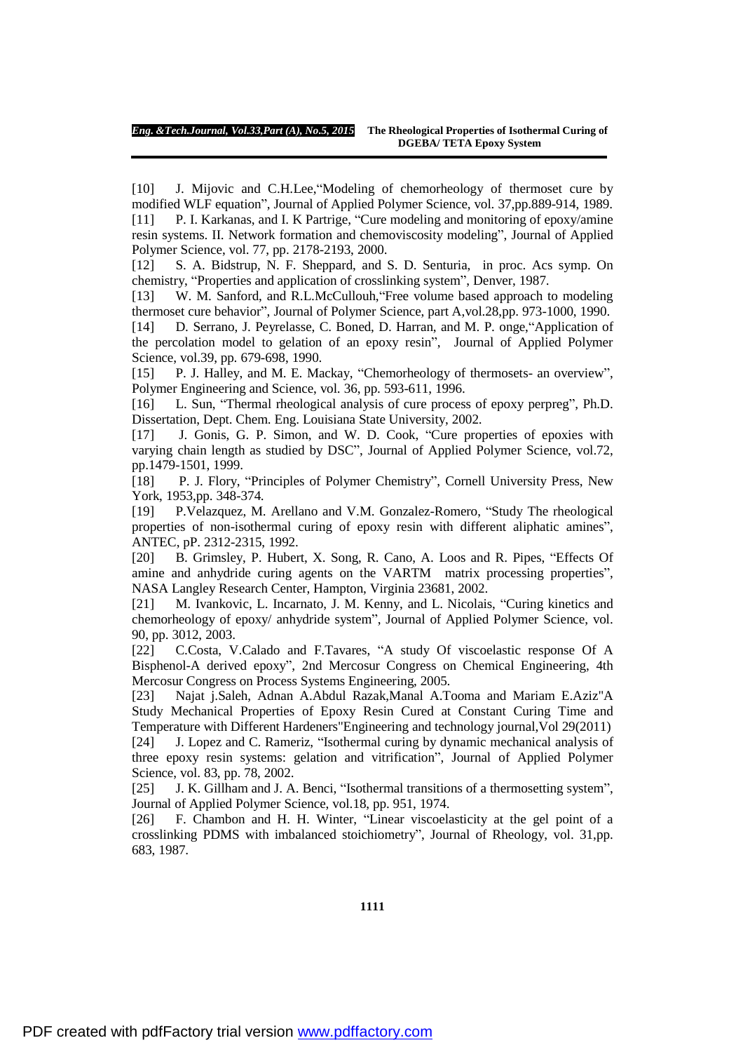[10] J. Mijovic and C.H.Lee,"Modeling of chemorheology of thermoset cure by modified WLF equation", Journal of Applied Polymer Science, vol. 37,pp.889-914, 1989.

[11] P. I. Karkanas, and I. K Partrige, "Cure modeling and monitoring of epoxy/amine resin systems. II. Network formation and chemoviscosity modeling", Journal of Applied Polymer Science, vol. 77, pp. 2178-2193, 2000.

[12] S. A. Bidstrup, N. F. Sheppard, and S. D. Senturia, in proc. Acs symp. On chemistry, "Properties and application of crosslinking system", Denver, 1987.

[13] W. M. Sanford, and R.L.McCullouh,"Free volume based approach to modeling thermoset cure behavior", Journal of Polymer Science, part A,vol.28,pp. 973-1000, 1990.

[14] D. Serrano, J. Peyrelasse, C. Boned, D. Harran, and M. P. onge,"Application of the percolation model to gelation of an epoxy resin", Journal of Applied Polymer Science, vol.39, pp. 679-698, 1990.

[15] P. J. Halley, and M. E. Mackay, "Chemorheology of thermosets- an overview", Polymer Engineering and Science, vol. 36, pp. 593-611, 1996.

[16] L. Sun, "Thermal rheological analysis of cure process of epoxy perpreg", Ph.D. Dissertation, Dept. Chem. Eng. Louisiana State University, 2002.

[17] J. Gonis, G. P. Simon, and W. D. Cook, "Cure properties of epoxies with varying chain length as studied by DSC", Journal of Applied Polymer Science, vol.72, pp.1479-1501, 1999.

[18] P. J. Flory, "Principles of Polymer Chemistry", Cornell University Press, New York, 1953,pp. 348-374.

[19] P.Velazquez, M. Arellano and V.M. Gonzalez-Romero, "Study The rheological properties of non-isothermal curing of epoxy resin with different aliphatic amines", ANTEC, pP. 2312-2315, 1992.

[20] B. Grimsley, P. Hubert, X. Song, R. Cano, A. Loos and R. Pipes, "Effects Of amine and anhydride curing agents on the VARTM matrix processing properties", NASA Langley Research Center, Hampton, Virginia 23681, 2002.

[21] M. Ivankovic, L. Incarnato, J. M. Kenny, and L. Nicolais, "Curing kinetics and chemorheology of epoxy/ anhydride system", Journal of Applied Polymer Science, vol. 90, pp. 3012, 2003.

[22] C.Costa, V.Calado and F.Tavares, "A study Of viscoelastic response Of A Bisphenol-A derived epoxy", 2nd Mercosur Congress on Chemical Engineering, 4th Mercosur Congress on Process Systems Engineering, 2005.

[23] Najat j.Saleh, Adnan A.Abdul Razak,Manal A.Tooma and Mariam E.Aziz"A Study Mechanical Properties of Epoxy Resin Cured at Constant Curing Time and Temperature with Different Hardeners"Engineering and technology journal,Vol 29(2011)

[24] J. Lopez and C. Rameriz, "Isothermal curing by dynamic mechanical analysis of three epoxy resin systems: gelation and vitrification", Journal of Applied Polymer Science, vol. 83, pp. 78, 2002.

[25] J. K. Gillham and J. A. Benci, "Isothermal transitions of a thermosetting system", Journal of Applied Polymer Science, vol.18, pp. 951, 1974.

[26] F. Chambon and H. H. Winter, "Linear viscoelasticity at the gel point of a crosslinking PDMS with imbalanced stoichiometry", Journal of Rheology, vol. 31,pp. 683, 1987.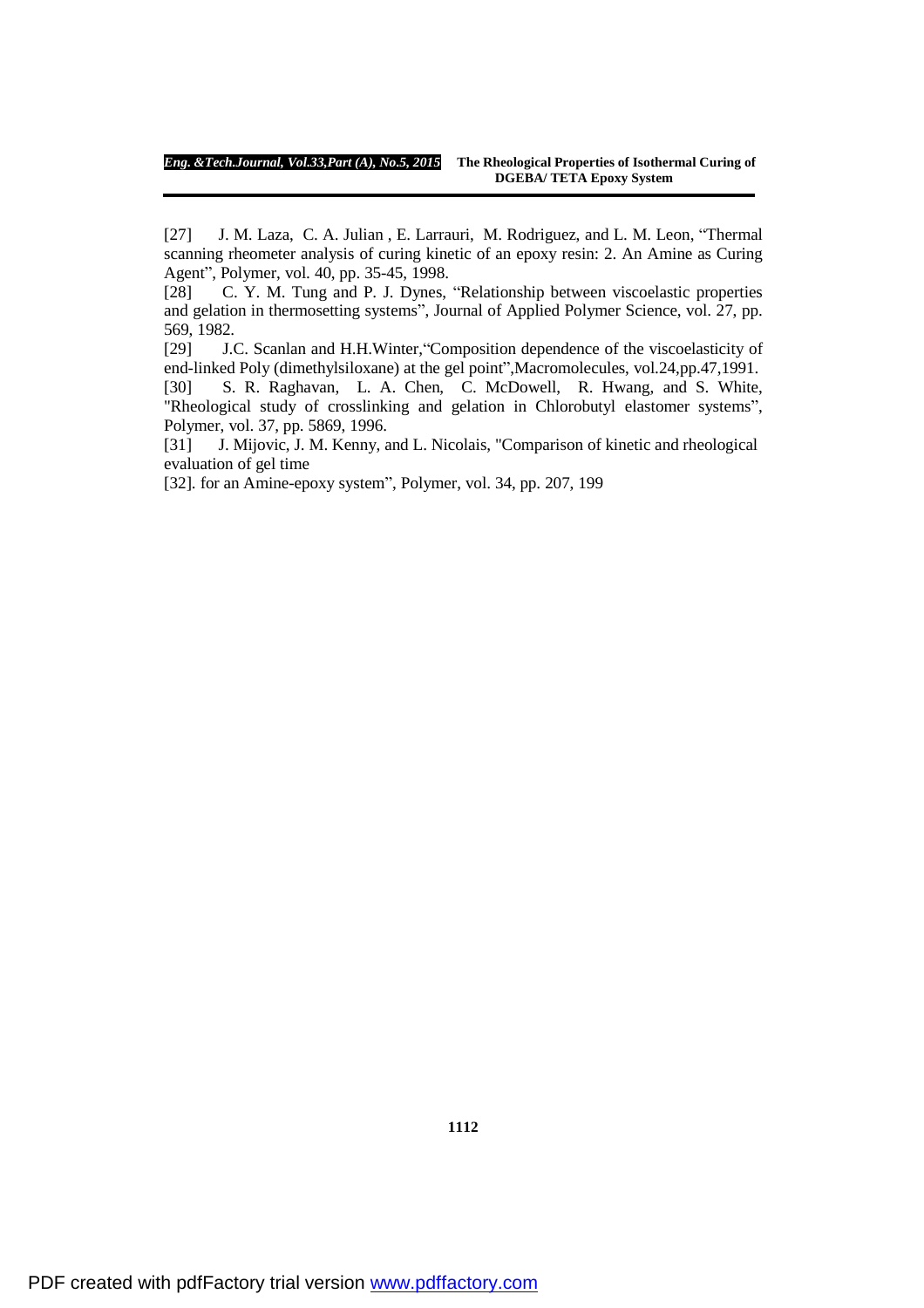[27] J. M. Laza, C. A. Julian , E. Larrauri, M. Rodriguez, and L. M. Leon, "Thermal scanning rheometer analysis of curing kinetic of an epoxy resin: 2. An Amine as Curing Agent", Polymer, vol. 40, pp. 35-45, 1998.

[28] C. Y. M. Tung and P. J. Dynes, "Relationship between viscoelastic properties and gelation in thermosetting systems", Journal of Applied Polymer Science, vol. 27, pp. 569, 1982.

[29] J.C. Scanlan and H.H.Winter,"Composition dependence of the viscoelasticity of end-linked Poly (dimethylsiloxane) at the gel point",Macromolecules, vol.24,pp.47,1991.

[30] S. R. Raghavan, L. A. Chen, C. McDowell, R. Hwang, and S. White, "Rheological study of crosslinking and gelation in Chlorobutyl elastomer systems", Polymer, vol. 37, pp. 5869, 1996.

[31] J. Mijovic, J. M. Kenny, and L. Nicolais, "Comparison of kinetic and rheological evaluation of gel time

[32]. for an Amine-epoxy system", Polymer, vol. 34, pp. 207, 199